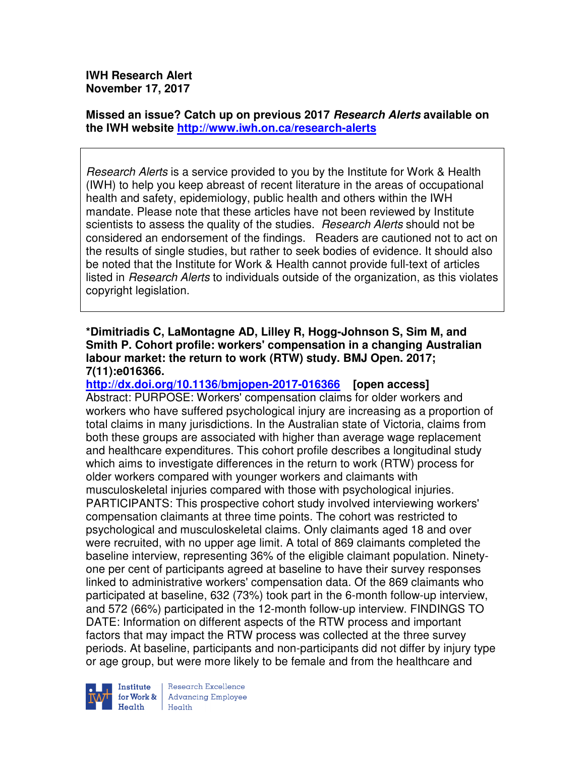**IWH Research Alert**
**November 17, 2017**

**Missed an issue? Catch up on previous 2017 *Research Alerts* available on the IWH website [http://www.iwh.on.ca/research-alerts](http://www.iwh.on.ca/research-alerts)**

> *Research Alerts* is a service provided to you by the Institute for Work & Health (IWH) to help you keep abreast of recent literature in the areas of occupational health and safety, epidemiology, public health and others within the IWH mandate. Please note that these articles have not been reviewed by Institute scientists to assess the quality of the studies. *Research Alerts* should not be considered an endorsement of the findings. Readers are cautioned not to act on the results of single studies, but rather to seek bodies of evidence. It should also be noted that the Institute for Work & Health cannot provide full-text of articles listed in *Research Alerts* to individuals outside of the organization, as this violates copyright legislation.

**\*Dimitriadis C, LaMontagne AD, Lilley R, Hogg-Johnson S, Sim M, and Smith P. Cohort profile: workers' compensation in a changing Australian labour market: the return to work (RTW) study. BMJ Open. 2017; 7(11):e016366.**
**[http://dx.doi.org/10.1136/bmjopen-2017-016366](http://dx.doi.org/10.1136/bmjopen-2017-016366) [open access]**
Abstract: PURPOSE: Workers' compensation claims for older workers and workers who have suffered psychological injury are increasing as a proportion of total claims in many jurisdictions. In the Australian state of Victoria, claims from both these groups are associated with higher than average wage replacement and healthcare expenditures. This cohort profile describes a longitudinal study which aims to investigate differences in the return to work (RTW) process for older workers compared with younger workers and claimants with musculoskeletal injuries compared with those with psychological injuries. PARTICIPANTS: This prospective cohort study involved interviewing workers' compensation claimants at three time points. The cohort was restricted to psychological and musculoskeletal claims. Only claimants aged 18 and over were recruited, with no upper age limit. A total of 869 claimants completed the baseline interview, representing 36% of the eligible claimant population. Ninety-one per cent of participants agreed at baseline to have their survey responses linked to administrative workers' compensation data. Of the 869 claimants who participated at baseline, 632 (73%) took part in the 6-month follow-up interview, and 572 (66%) participated in the 12-month follow-up interview. FINDINGS TO DATE: Information on different aspects of the RTW process and important factors that may impact the RTW process was collected at the three survey periods. At baseline, participants and non-participants did not differ by injury type or age group, but were more likely to be female and from the healthcare and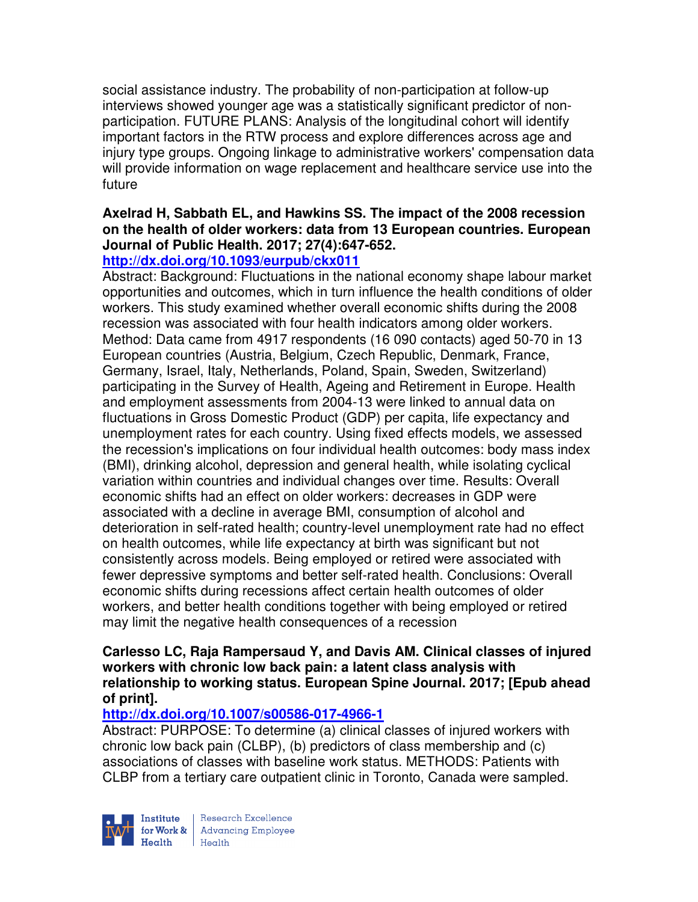social assistance industry. The probability of non-participation at follow-up interviews showed younger age was a statistically significant predictor of non-participation. FUTURE PLANS: Analysis of the longitudinal cohort will identify important factors in the RTW process and explore differences across age and injury type groups. Ongoing linkage to administrative workers' compensation data will provide information on wage replacement and healthcare service use into the future

**Axelrad H, Sabbath EL, and Hawkins SS. The impact of the 2008 recession on the health of older workers: data from 13 European countries. European Journal of Public Health. 2017; 27(4):647-652.**

**http://dx.doi.org/10.1093/eurpub/ckx011**

Abstract: Background: Fluctuations in the national economy shape labour market opportunities and outcomes, which in turn influence the health conditions of older workers. This study examined whether overall economic shifts during the 2008 recession was associated with four health indicators among older workers. Method: Data came from 4917 respondents (16 090 contacts) aged 50-70 in 13 European countries (Austria, Belgium, Czech Republic, Denmark, France, Germany, Israel, Italy, Netherlands, Poland, Spain, Sweden, Switzerland) participating in the Survey of Health, Ageing and Retirement in Europe. Health and employment assessments from 2004-13 were linked to annual data on fluctuations in Gross Domestic Product (GDP) per capita, life expectancy and unemployment rates for each country. Using fixed effects models, we assessed the recession's implications on four individual health outcomes: body mass index (BMI), drinking alcohol, depression and general health, while isolating cyclical variation within countries and individual changes over time. Results: Overall economic shifts had an effect on older workers: decreases in GDP were associated with a decline in average BMI, consumption of alcohol and deterioration in self-rated health; country-level unemployment rate had no effect on health outcomes, while life expectancy at birth was significant but not consistently across models. Being employed or retired were associated with fewer depressive symptoms and better self-rated health. Conclusions: Overall economic shifts during recessions affect certain health outcomes of older workers, and better health conditions together with being employed or retired may limit the negative health consequences of a recession

**Carlesso LC, Raja Rampersaud Y, and Davis AM. Clinical classes of injured workers with chronic low back pain: a latent class analysis with relationship to working status. European Spine Journal. 2017; [Epub ahead of print].**

**http://dx.doi.org/10.1007/s00586-017-4966-1**

Abstract: PURPOSE: To determine (a) clinical classes of injured workers with chronic low back pain (CLBP), (b) predictors of class membership and (c) associations of classes with baseline work status. METHODS: Patients with CLBP from a tertiary care outpatient clinic in Toronto, Canada were sampled.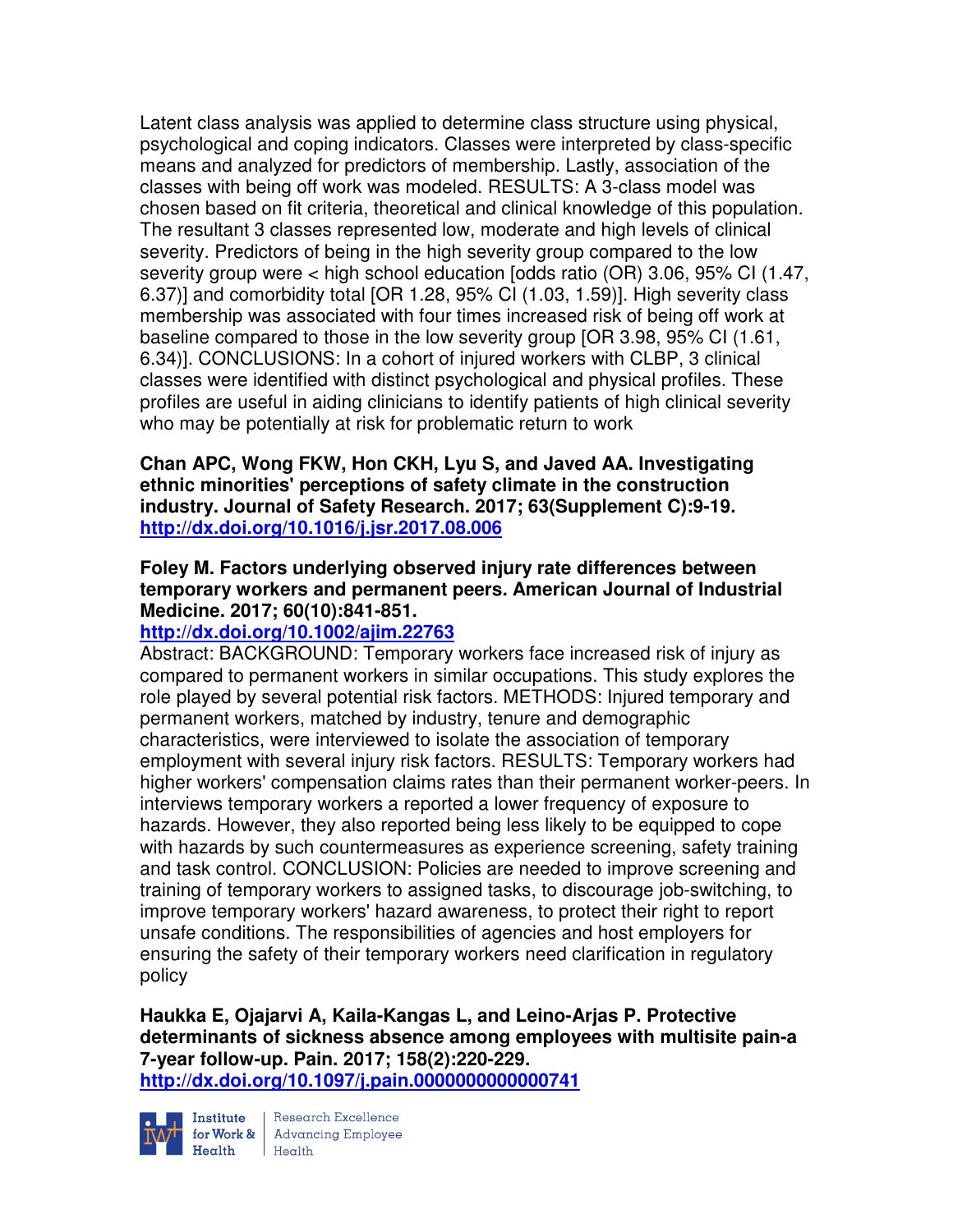Latent class analysis was applied to determine class structure using physical, psychological and coping indicators. Classes were interpreted by class-specific means and analyzed for predictors of membership. Lastly, association of the classes with being off work was modeled. RESULTS: A 3-class model was chosen based on fit criteria, theoretical and clinical knowledge of this population. The resultant 3 classes represented low, moderate and high levels of clinical severity. Predictors of being in the high severity group compared to the low severity group were < high school education [odds ratio (OR) 3.06, 95% CI (1.47, 6.37)] and comorbidity total [OR 1.28, 95% CI (1.03, 1.59)]. High severity class membership was associated with four times increased risk of being off work at baseline compared to those in the low severity group [OR 3.98, 95% CI (1.61, 6.34)]. CONCLUSIONS: In a cohort of injured workers with CLBP, 3 clinical classes were identified with distinct psychological and physical profiles. These profiles are useful in aiding clinicians to identify patients of high clinical severity who may be potentially at risk for problematic return to work

**Chan APC, Wong FKW, Hon CKH, Lyu S, and Javed AA. Investigating ethnic minorities' perceptions of safety climate in the construction industry. Journal of Safety Research. 2017; 63(Supplement C):9-19. http://dx.doi.org/10.1016/j.jsr.2017.08.006**

**Foley M. Factors underlying observed injury rate differences between temporary workers and permanent peers. American Journal of Industrial Medicine. 2017; 60(10):841-851. http://dx.doi.org/10.1002/ajim.22763**

Abstract: BACKGROUND: Temporary workers face increased risk of injury as compared to permanent workers in similar occupations. This study explores the role played by several potential risk factors. METHODS: Injured temporary and permanent workers, matched by industry, tenure and demographic characteristics, were interviewed to isolate the association of temporary employment with several injury risk factors. RESULTS: Temporary workers had higher workers' compensation claims rates than their permanent worker-peers. In interviews temporary workers a reported a lower frequency of exposure to hazards. However, they also reported being less likely to be equipped to cope with hazards by such countermeasures as experience screening, safety training and task control. CONCLUSION: Policies are needed to improve screening and training of temporary workers to assigned tasks, to discourage job-switching, to improve temporary workers' hazard awareness, to protect their right to report unsafe conditions. The responsibilities of agencies and host employers for ensuring the safety of their temporary workers need clarification in regulatory policy

**Haukka E, Ojajarvi A, Kaila-Kangas L, and Leino-Arjas P. Protective determinants of sickness absence among employees with multisite pain-a 7-year follow-up. Pain. 2017; 158(2):220-229. http://dx.doi.org/10.1097/j.pain.0000000000000741**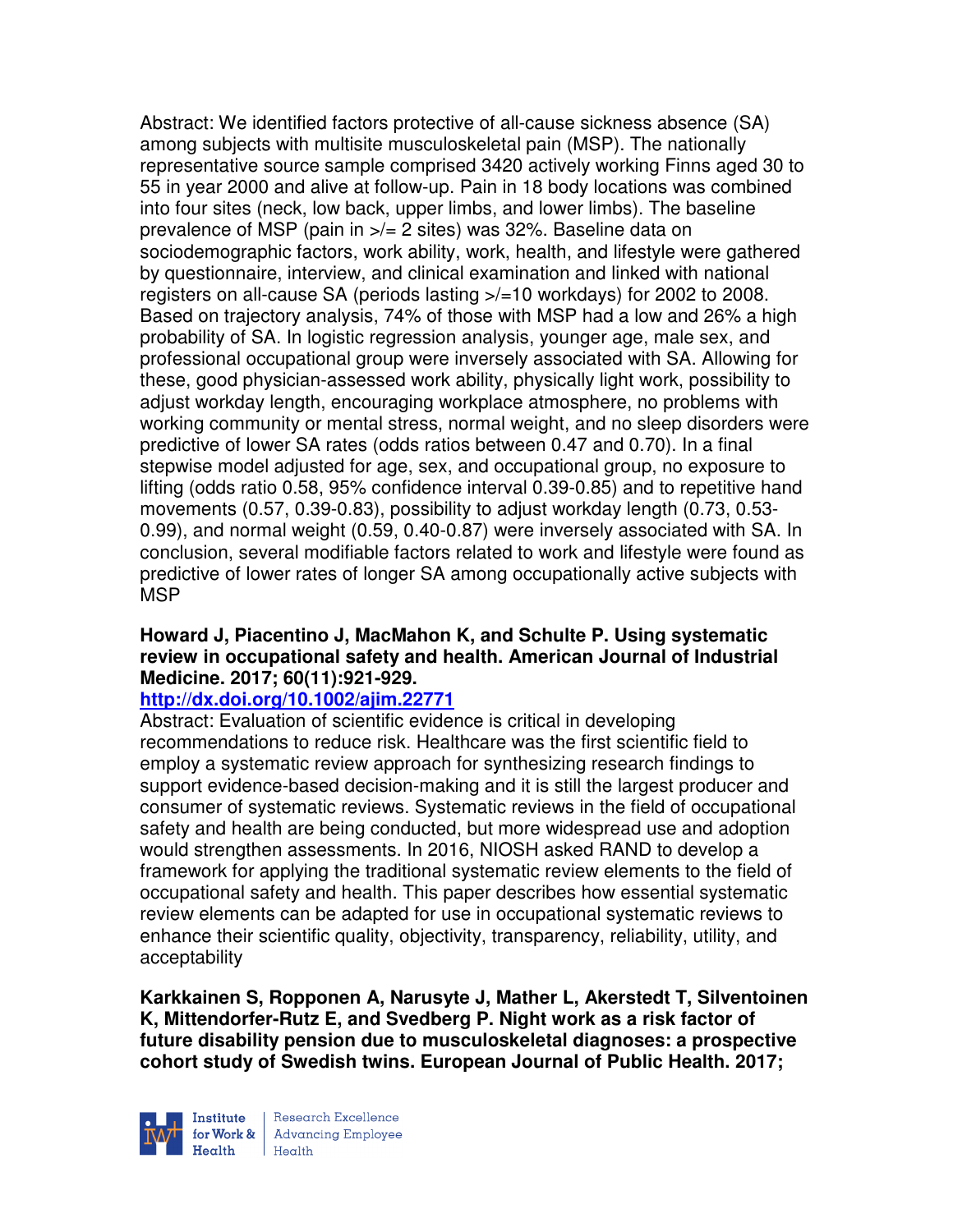Abstract: We identified factors protective of all-cause sickness absence (SA) among subjects with multisite musculoskeletal pain (MSP). The nationally representative source sample comprised 3420 actively working Finns aged 30 to 55 in year 2000 and alive at follow-up. Pain in 18 body locations was combined into four sites (neck, low back, upper limbs, and lower limbs). The baseline prevalence of MSP (pain in >/= 2 sites) was 32%. Baseline data on sociodemographic factors, work ability, work, health, and lifestyle were gathered by questionnaire, interview, and clinical examination and linked with national registers on all-cause SA (periods lasting >/=10 workdays) for 2002 to 2008. Based on trajectory analysis, 74% of those with MSP had a low and 26% a high probability of SA. In logistic regression analysis, younger age, male sex, and professional occupational group were inversely associated with SA. Allowing for these, good physician-assessed work ability, physically light work, possibility to adjust workday length, encouraging workplace atmosphere, no problems with working community or mental stress, normal weight, and no sleep disorders were predictive of lower SA rates (odds ratios between 0.47 and 0.70). In a final stepwise model adjusted for age, sex, and occupational group, no exposure to lifting (odds ratio 0.58, 95% confidence interval 0.39-0.85) and to repetitive hand movements (0.57, 0.39-0.83), possibility to adjust workday length (0.73, 0.53-0.99), and normal weight (0.59, 0.40-0.87) were inversely associated with SA. In conclusion, several modifiable factors related to work and lifestyle were found as predictive of lower rates of longer SA among occupationally active subjects with MSP

**Howard J, Piacentino J, MacMahon K, and Schulte P. Using systematic review in occupational safety and health. American Journal of Industrial Medicine. 2017; 60(11):921-929.**

**http://dx.doi.org/10.1002/ajim.22771**

Abstract: Evaluation of scientific evidence is critical in developing recommendations to reduce risk. Healthcare was the first scientific field to employ a systematic review approach for synthesizing research findings to support evidence-based decision-making and it is still the largest producer and consumer of systematic reviews. Systematic reviews in the field of occupational safety and health are being conducted, but more widespread use and adoption would strengthen assessments. In 2016, NIOSH asked RAND to develop a framework for applying the traditional systematic review elements to the field of occupational safety and health. This paper describes how essential systematic review elements can be adapted for use in occupational systematic reviews to enhance their scientific quality, objectivity, transparency, reliability, utility, and acceptability

**Karkkainen S, Ropponen A, Narusyte J, Mather L, Akerstedt T, Silventoinen K, Mittendorfer-Rutz E, and Svedberg P. Night work as a risk factor of future disability pension due to musculoskeletal diagnoses: a prospective cohort study of Swedish twins. European Journal of Public Health. 2017;**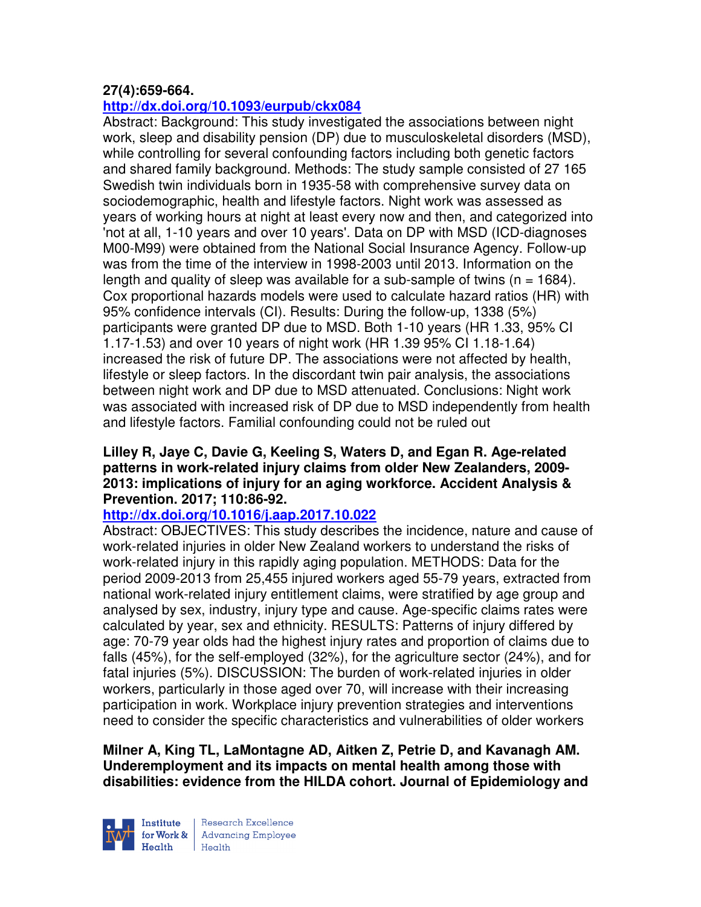**27(4):659-664.**

**http://dx.doi.org/10.1093/eurpub/ckx084**

Abstract: Background: This study investigated the associations between night work, sleep and disability pension (DP) due to musculoskeletal disorders (MSD), while controlling for several confounding factors including both genetic factors and shared family background. Methods: The study sample consisted of 27 165 Swedish twin individuals born in 1935-58 with comprehensive survey data on sociodemographic, health and lifestyle factors. Night work was assessed as years of working hours at night at least every now and then, and categorized into 'not at all, 1-10 years and over 10 years'. Data on DP with MSD (ICD-diagnoses M00-M99) were obtained from the National Social Insurance Agency. Follow-up was from the time of the interview in 1998-2003 until 2013. Information on the length and quality of sleep was available for a sub-sample of twins (n = 1684). Cox proportional hazards models were used to calculate hazard ratios (HR) with 95% confidence intervals (CI). Results: During the follow-up, 1338 (5%) participants were granted DP due to MSD. Both 1-10 years (HR 1.33, 95% CI 1.17-1.53) and over 10 years of night work (HR 1.39 95% CI 1.18-1.64) increased the risk of future DP. The associations were not affected by health, lifestyle or sleep factors. In the discordant twin pair analysis, the associations between night work and DP due to MSD attenuated. Conclusions: Night work was associated with increased risk of DP due to MSD independently from health and lifestyle factors. Familial confounding could not be ruled out

**Lilley R, Jaye C, Davie G, Keeling S, Waters D, and Egan R. Age-related patterns in work-related injury claims from older New Zealanders, 2009-2013: implications of injury for an aging workforce. Accident Analysis & Prevention. 2017; 110:86-92.**

**http://dx.doi.org/10.1016/j.aap.2017.10.022**

Abstract: OBJECTIVES: This study describes the incidence, nature and cause of work-related injuries in older New Zealand workers to understand the risks of work-related injury in this rapidly aging population. METHODS: Data for the period 2009-2013 from 25,455 injured workers aged 55-79 years, extracted from national work-related injury entitlement claims, were stratified by age group and analysed by sex, industry, injury type and cause. Age-specific claims rates were calculated by year, sex and ethnicity. RESULTS: Patterns of injury differed by age: 70-79 year olds had the highest injury rates and proportion of claims due to falls (45%), for the self-employed (32%), for the agriculture sector (24%), and for fatal injuries (5%). DISCUSSION: The burden of work-related injuries in older workers, particularly in those aged over 70, will increase with their increasing participation in work. Workplace injury prevention strategies and interventions need to consider the specific characteristics and vulnerabilities of older workers

**Milner A, King TL, LaMontagne AD, Aitken Z, Petrie D, and Kavanagh AM. Underemployment and its impacts on mental health among those with disabilities: evidence from the HILDA cohort. Journal of Epidemiology and**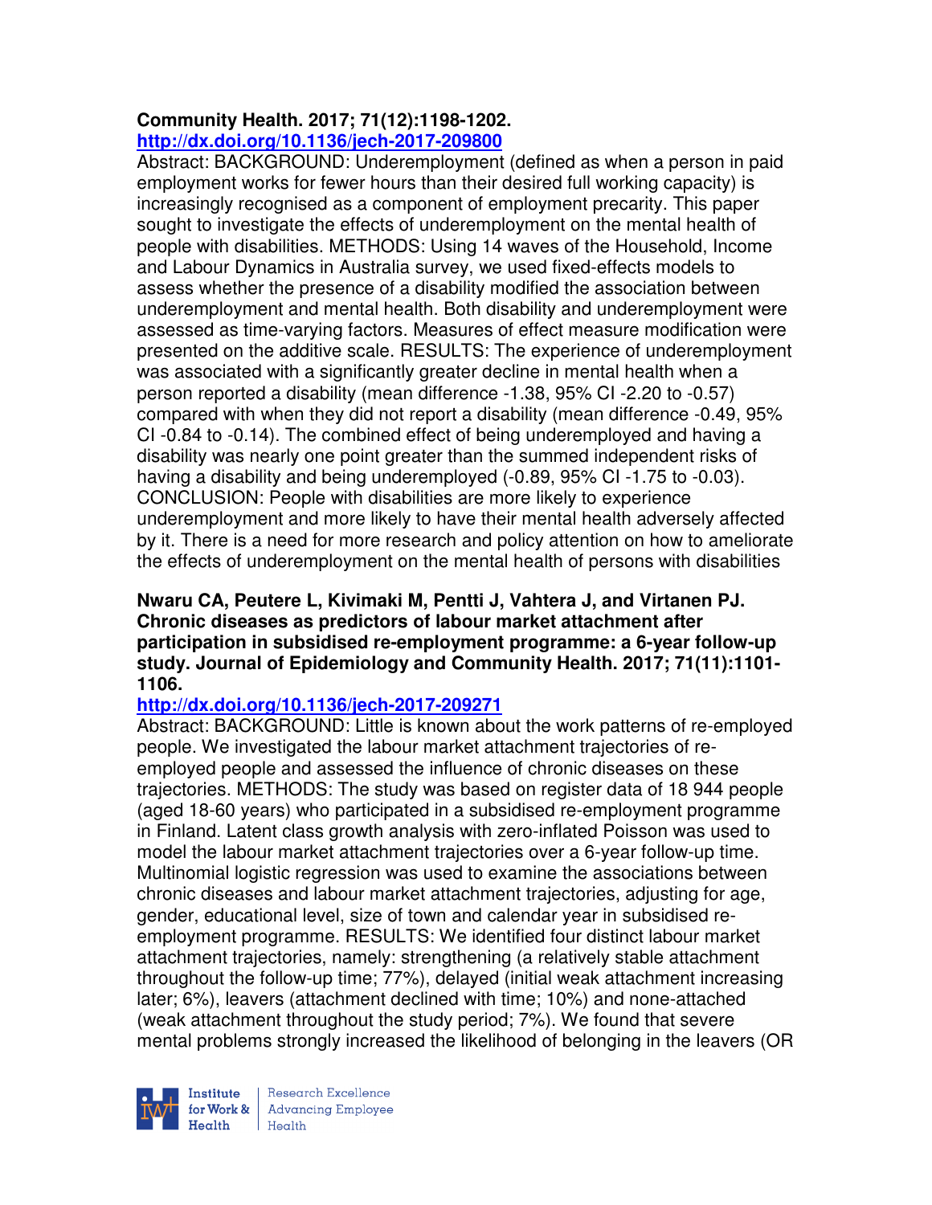**Community Health. 2017; 71(12):1198-1202.**
**http://dx.doi.org/10.1136/jech-2017-209800**

Abstract: BACKGROUND: Underemployment (defined as when a person in paid employment works for fewer hours than their desired full working capacity) is increasingly recognised as a component of employment precarity. This paper sought to investigate the effects of underemployment on the mental health of people with disabilities. METHODS: Using 14 waves of the Household, Income and Labour Dynamics in Australia survey, we used fixed-effects models to assess whether the presence of a disability modified the association between underemployment and mental health. Both disability and underemployment were assessed as time-varying factors. Measures of effect measure modification were presented on the additive scale. RESULTS: The experience of underemployment was associated with a significantly greater decline in mental health when a person reported a disability (mean difference -1.38, 95% CI -2.20 to -0.57) compared with when they did not report a disability (mean difference -0.49, 95% CI -0.84 to -0.14). The combined effect of being underemployed and having a disability was nearly one point greater than the summed independent risks of having a disability and being underemployed (-0.89, 95% CI -1.75 to -0.03). CONCLUSION: People with disabilities are more likely to experience underemployment and more likely to have their mental health adversely affected by it. There is a need for more research and policy attention on how to ameliorate the effects of underemployment on the mental health of persons with disabilities

**Nwaru CA, Peutere L, Kivimaki M, Pentti J, Vahtera J, and Virtanen PJ. Chronic diseases as predictors of labour market attachment after participation in subsidised re-employment programme: a 6-year follow-up study. Journal of Epidemiology and Community Health. 2017; 71(11):1101-1106.**
**http://dx.doi.org/10.1136/jech-2017-209271**

Abstract: BACKGROUND: Little is known about the work patterns of re-employed people. We investigated the labour market attachment trajectories of re-employed people and assessed the influence of chronic diseases on these trajectories. METHODS: The study was based on register data of 18 944 people (aged 18-60 years) who participated in a subsidised re-employment programme in Finland. Latent class growth analysis with zero-inflated Poisson was used to model the labour market attachment trajectories over a 6-year follow-up time. Multinomial logistic regression was used to examine the associations between chronic diseases and labour market attachment trajectories, adjusting for age, gender, educational level, size of town and calendar year in subsidised re-employment programme. RESULTS: We identified four distinct labour market attachment trajectories, namely: strengthening (a relatively stable attachment throughout the follow-up time; 77%), delayed (initial weak attachment increasing later; 6%), leavers (attachment declined with time; 10%) and none-attached (weak attachment throughout the study period; 7%). We found that severe mental problems strongly increased the likelihood of belonging in the leavers (OR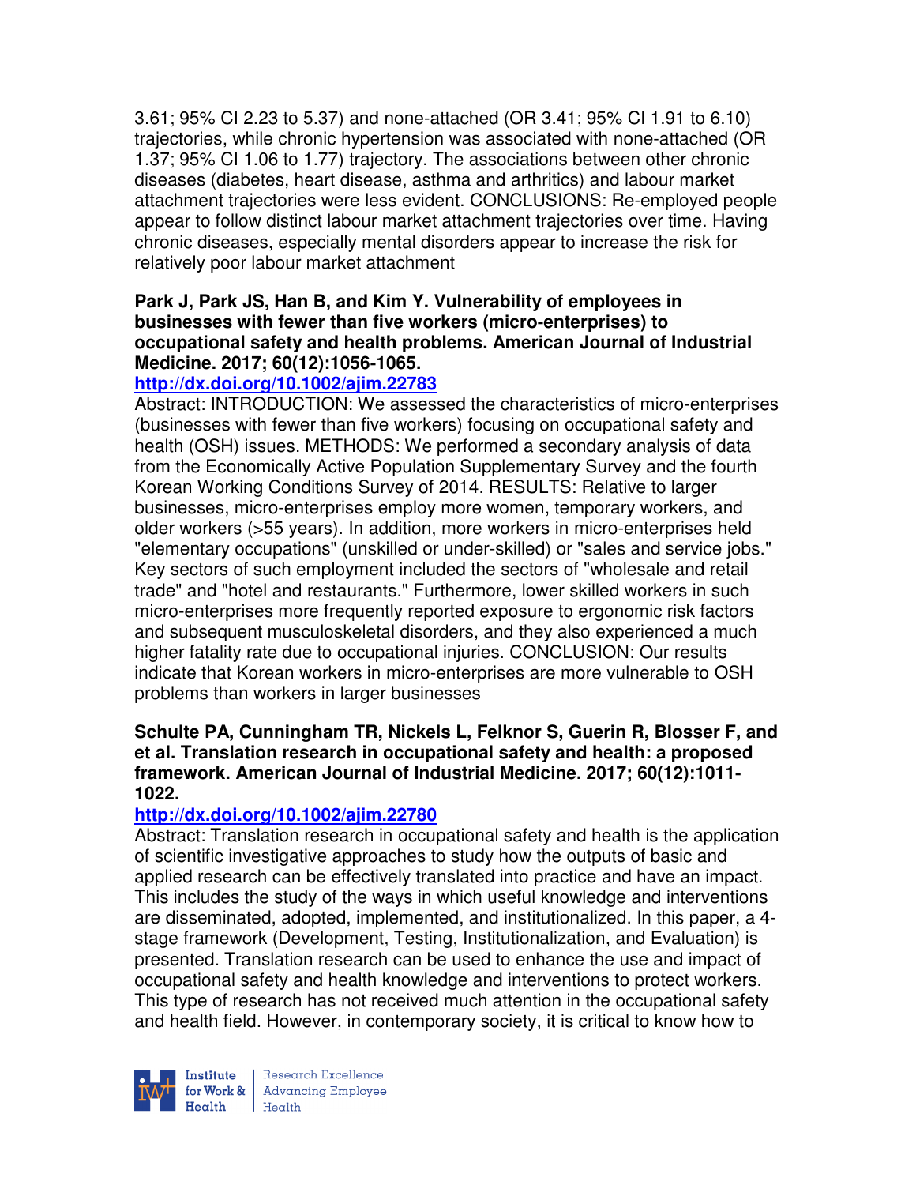3.61; 95% CI 2.23 to 5.37) and none-attached (OR 3.41; 95% CI 1.91 to 6.10) trajectories, while chronic hypertension was associated with none-attached (OR 1.37; 95% CI 1.06 to 1.77) trajectory. The associations between other chronic diseases (diabetes, heart disease, asthma and arthritics) and labour market attachment trajectories were less evident. CONCLUSIONS: Re-employed people appear to follow distinct labour market attachment trajectories over time. Having chronic diseases, especially mental disorders appear to increase the risk for relatively poor labour market attachment

**Park J, Park JS, Han B, and Kim Y. Vulnerability of employees in businesses with fewer than five workers (micro-enterprises) to occupational safety and health problems. American Journal of Industrial Medicine. 2017; 60(12):1056-1065.**

**http://dx.doi.org/10.1002/ajim.22783**

Abstract: INTRODUCTION: We assessed the characteristics of micro-enterprises (businesses with fewer than five workers) focusing on occupational safety and health (OSH) issues. METHODS: We performed a secondary analysis of data from the Economically Active Population Supplementary Survey and the fourth Korean Working Conditions Survey of 2014. RESULTS: Relative to larger businesses, micro-enterprises employ more women, temporary workers, and older workers (>55 years). In addition, more workers in micro-enterprises held "elementary occupations" (unskilled or under-skilled) or "sales and service jobs." Key sectors of such employment included the sectors of "wholesale and retail trade" and "hotel and restaurants." Furthermore, lower skilled workers in such micro-enterprises more frequently reported exposure to ergonomic risk factors and subsequent musculoskeletal disorders, and they also experienced a much higher fatality rate due to occupational injuries. CONCLUSION: Our results indicate that Korean workers in micro-enterprises are more vulnerable to OSH problems than workers in larger businesses

**Schulte PA, Cunningham TR, Nickels L, Felknor S, Guerin R, Blosser F, and et al. Translation research in occupational safety and health: a proposed framework. American Journal of Industrial Medicine. 2017; 60(12):1011-1022.**

**http://dx.doi.org/10.1002/ajim.22780**

Abstract: Translation research in occupational safety and health is the application of scientific investigative approaches to study how the outputs of basic and applied research can be effectively translated into practice and have an impact. This includes the study of the ways in which useful knowledge and interventions are disseminated, adopted, implemented, and institutionalized. In this paper, a 4-stage framework (Development, Testing, Institutionalization, and Evaluation) is presented. Translation research can be used to enhance the use and impact of occupational safety and health knowledge and interventions to protect workers. This type of research has not received much attention in the occupational safety and health field. However, in contemporary society, it is critical to know how to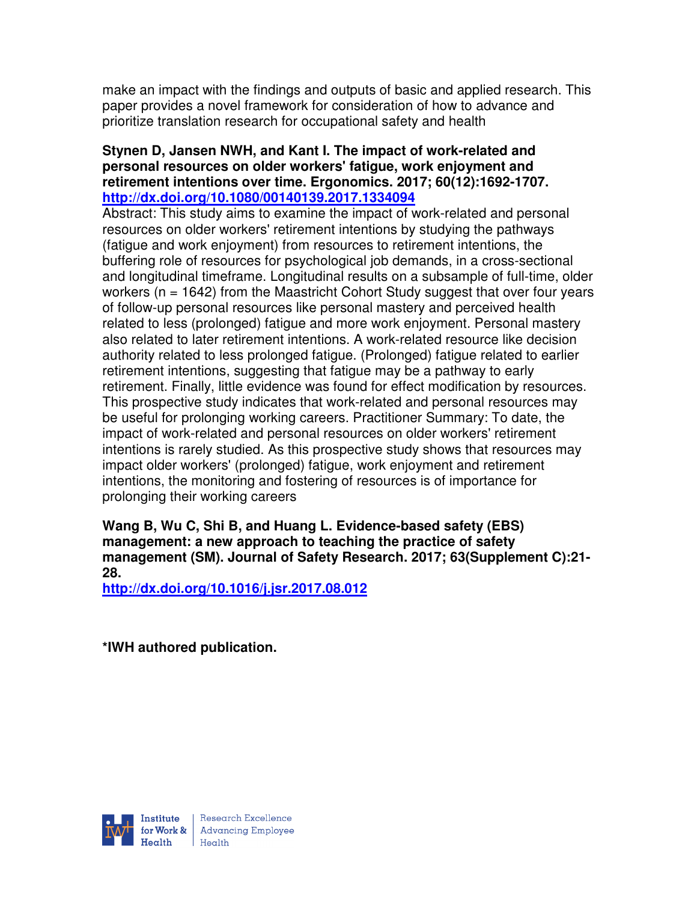make an impact with the findings and outputs of basic and applied research. This paper provides a novel framework for consideration of how to advance and prioritize translation research for occupational safety and health

**Stynen D, Jansen NWH, and Kant I. The impact of work-related and personal resources on older workers' fatigue, work enjoyment and retirement intentions over time. Ergonomics. 2017; 60(12):1692-1707.**
**http://dx.doi.org/10.1080/00140139.2017.1334094**

Abstract: This study aims to examine the impact of work-related and personal resources on older workers' retirement intentions by studying the pathways (fatigue and work enjoyment) from resources to retirement intentions, the buffering role of resources for psychological job demands, in a cross-sectional and longitudinal timeframe. Longitudinal results on a subsample of full-time, older workers (n = 1642) from the Maastricht Cohort Study suggest that over four years of follow-up personal resources like personal mastery and perceived health related to less (prolonged) fatigue and more work enjoyment. Personal mastery also related to later retirement intentions. A work-related resource like decision authority related to less prolonged fatigue. (Prolonged) fatigue related to earlier retirement intentions, suggesting that fatigue may be a pathway to early retirement. Finally, little evidence was found for effect modification by resources. This prospective study indicates that work-related and personal resources may be useful for prolonging working careers. Practitioner Summary: To date, the impact of work-related and personal resources on older workers' retirement intentions is rarely studied. As this prospective study shows that resources may impact older workers' (prolonged) fatigue, work enjoyment and retirement intentions, the monitoring and fostering of resources is of importance for prolonging their working careers

**Wang B, Wu C, Shi B, and Huang L. Evidence-based safety (EBS) management: a new approach to teaching the practice of safety management (SM). Journal of Safety Research. 2017; 63(Supplement C):21-28.**
**http://dx.doi.org/10.1016/j.jsr.2017.08.012**

**\*IWH authored publication.**